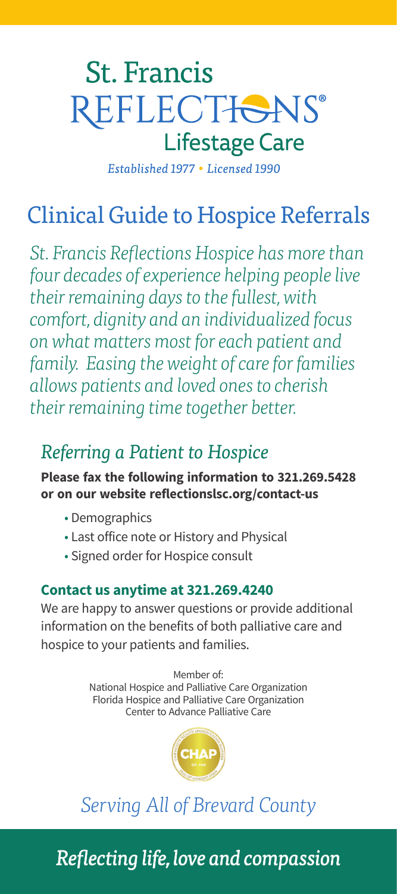# St. Francis REFLECTIONS® Lifestage Care

*Established 1977 • Licensed 1990*

## Clinical Guide to Hospice Referrals

*St. Francis Reflections Hospice has more than four decades of experience helping people live their remaining days to the fullest, with comfort, dignity and an individualized focus on what matters most for each patient and family. Easing the weight of care for families allows patients and loved ones to cherish their remaining time together better.*

### *Referring a Patient to Hospice*

**Please fax the following information to 321.269.5428 or on our website reflectionslsc.org/contact-us**

- Demographics
- Last office note or History and Physical
- Signed order for Hospice consult

**Contact us anytime at 321.269.4240**

We are happy to answer questions or provide additional information on the benefits of both palliative care and hospice to your patients and families.

Member of:
National Hospice and Palliative Care Organization
Florida Hospice and Palliative Care Organization
Center to Advance Palliative Care

CHAP

*Serving All of Brevard County*

*Reflecting life, love and compassion*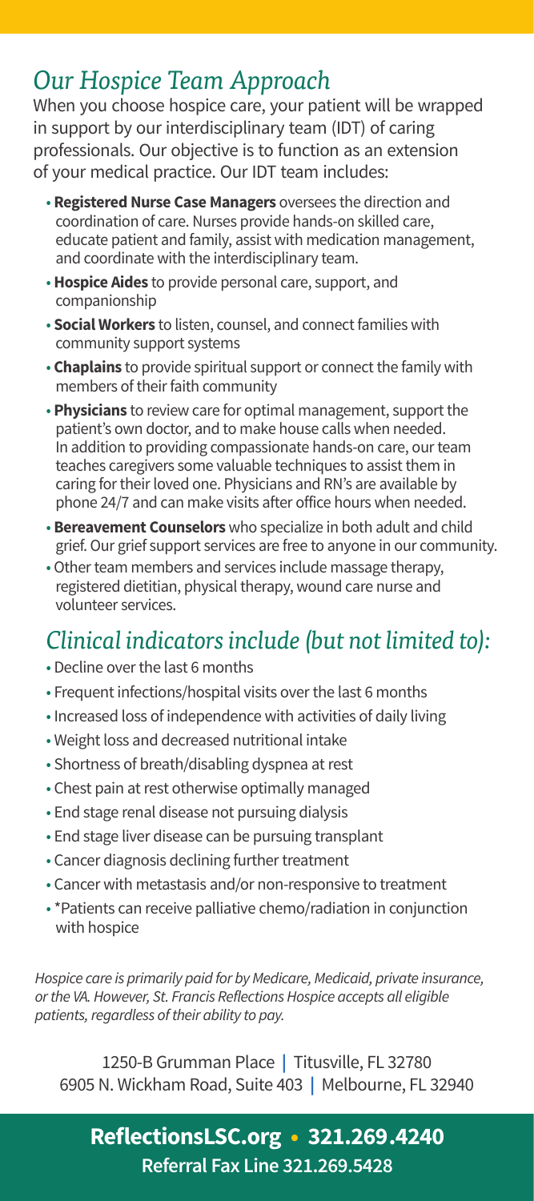## *Our Hospice Team Approach*

When you choose hospice care, your patient will be wrapped in support by our interdisciplinary team (IDT) of caring professionals. Our objective is to function as an extension of your medical practice. Our IDT team includes:

- **Registered Nurse Case Managers** oversees the direction and coordination of care. Nurses provide hands-on skilled care, educate patient and family, assist with medication management, and coordinate with the interdisciplinary team.
- **Hospice Aides** to provide personal care, support, and companionship
- **Social Workers** to listen, counsel, and connect families with community support systems
- **Chaplains** to provide spiritual support or connect the family with members of their faith community
- **Physicians** to review care for optimal management, support the patient's own doctor, and to make house calls when needed. In addition to providing compassionate hands-on care, our team teaches caregivers some valuable techniques to assist them in caring for their loved one. Physicians and RN's are available by phone 24/7 and can make visits after office hours when needed.
- **Bereavement Counselors** who specialize in both adult and child grief. Our grief support services are free to anyone in our community.
- Other team members and services include massage therapy, registered dietitian, physical therapy, wound care nurse and volunteer services.

## *Clinical indicators include (but not limited to):*

- Decline over the last 6 months
- Frequent infections/hospital visits over the last 6 months
- Increased loss of independence with activities of daily living
- Weight loss and decreased nutritional intake
- Shortness of breath/disabling dyspnea at rest
- Chest pain at rest otherwise optimally managed
- End stage renal disease not pursuing dialysis
- End stage liver disease can be pursuing transplant
- Cancer diagnosis declining further treatment
- Cancer with metastasis and/or non-responsive to treatment
- *Patients can receive palliative chemo/radiation in conjunction with hospice

*Hospice care is primarily paid for by Medicare, Medicaid, private insurance, or the VA. However, St. Francis Reflections Hospice accepts all eligible patients, regardless of their ability to pay.*

1250-B Grumman Place | Titusville, FL 32780
6905 N. Wickham Road, Suite 403 | Melbourne, FL 32940

**ReflectionsLSC.org • 321.269.4240**
**Referral Fax Line 321.269.5428**